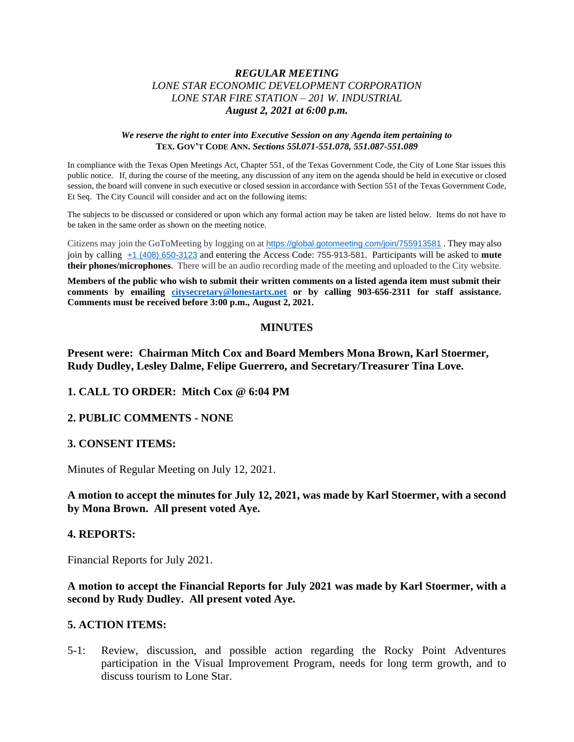***REGULAR MEETING***
***LONE STAR ECONOMIC DEVELOPMENT CORPORATION***
***LONE STAR FIRE STATION – 201 W. INDUSTRIAL***
***August 2, 2021 at 6:00 p.m.***

***We reserve the right to enter into Executive Session on any Agenda item pertaining to* TEX. GOV'T CODE ANN. *Sections 55l.071-551.078, 551.087-551.089***

In compliance with the Texas Open Meetings Act, Chapter 551, of the Texas Government Code, the City of Lone Star issues this public notice. If, during the course of the meeting, any discussion of any item on the agenda should be held in executive or closed session, the board will convene in such executive or closed session in accordance with Section 551 of the Texas Government Code, Et Seq. The City Council will consider and act on the following items:

The subjects to be discussed or considered or upon which any formal action may be taken are listed below. Items do not have to be taken in the same order as shown on the meeting notice.

Citizens may join the GoToMeeting by logging on at https://global.gotomeeting.com/join/755913581 . They may also join by calling +1 (408) 650-3123 and entering the Access Code: 755-913-581. Participants will be asked to **mute their phones/microphones**. There will be an audio recording made of the meeting and uploaded to the City website.

**Members of the public who wish to submit their written comments on a listed agenda item must submit their comments by emailing citysecretary@lonestartx.net or by calling 903-656-2311 for staff assistance. Comments must be received before 3:00 p.m., August 2, 2021.**

## MINUTES

**Present were: Chairman Mitch Cox and Board Members Mona Brown, Karl Stoermer, Rudy Dudley, Lesley Dalme, Felipe Guerrero, and Secretary/Treasurer Tina Love.**

### 1. CALL TO ORDER: Mitch Cox @ 6:04 PM

### 2. PUBLIC COMMENTS - NONE

### 3. CONSENT ITEMS:

Minutes of Regular Meeting on July 12, 2021.

**A motion to accept the minutes for July 12, 2021, was made by Karl Stoermer, with a second by Mona Brown. All present voted Aye.**

### 4. REPORTS:

Financial Reports for July 2021.

**A motion to accept the Financial Reports for July 2021 was made by Karl Stoermer, with a second by Rudy Dudley. All present voted Aye.**

### 5. ACTION ITEMS:

5-1: Review, discussion, and possible action regarding the Rocky Point Adventures participation in the Visual Improvement Program, needs for long term growth, and to discuss tourism to Lone Star.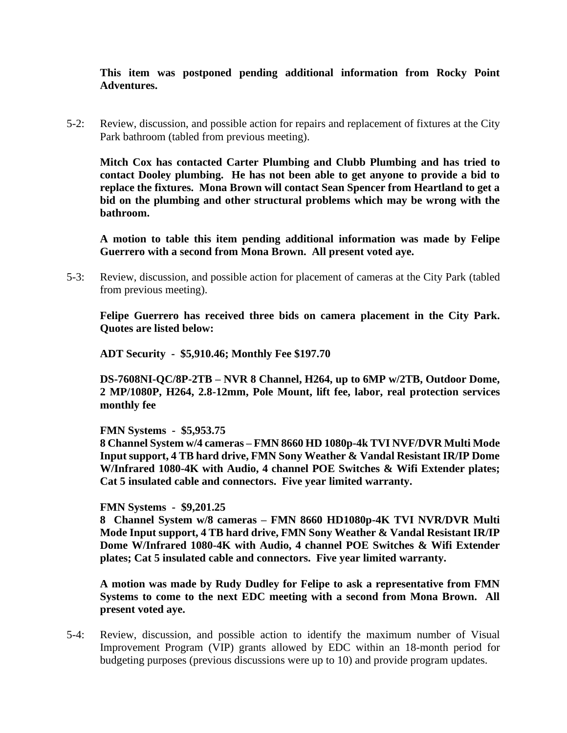**This item was postponed pending additional information from Rocky Point Adventures.**

5-2: Review, discussion, and possible action for repairs and replacement of fixtures at the City Park bathroom (tabled from previous meeting).

**Mitch Cox has contacted Carter Plumbing and Clubb Plumbing and has tried to contact Dooley plumbing. He has not been able to get anyone to provide a bid to replace the fixtures. Mona Brown will contact Sean Spencer from Heartland to get a bid on the plumbing and other structural problems which may be wrong with the bathroom.**

**A motion to table this item pending additional information was made by Felipe Guerrero with a second from Mona Brown. All present voted aye.**

5-3: Review, discussion, and possible action for placement of cameras at the City Park (tabled from previous meeting).

**Felipe Guerrero has received three bids on camera placement in the City Park. Quotes are listed below:**

**ADT Security - $5,910.46; Monthly Fee $197.70**

**DS-7608NI-QC/8P-2TB – NVR 8 Channel, H264, up to 6MP w/2TB, Outdoor Dome, 2 MP/1080P, H264, 2.8-12mm, Pole Mount, lift fee, labor, real protection services monthly fee**

**FMN Systems - $5,953.75**
**8 Channel System w/4 cameras – FMN 8660 HD 1080p-4k TVI NVF/DVR Multi Mode Input support, 4 TB hard drive, FMN Sony Weather & Vandal Resistant IR/IP Dome W/Infrared 1080-4K with Audio, 4 channel POE Switches & Wifi Extender plates; Cat 5 insulated cable and connectors. Five year limited warranty.**

**FMN Systems - $9,201.25**
**8 Channel System w/8 cameras – FMN 8660 HD1080p-4K TVI NVR/DVR Multi Mode Input support, 4 TB hard drive, FMN Sony Weather & Vandal Resistant IR/IP Dome W/Infrared 1080-4K with Audio, 4 channel POE Switches & Wifi Extender plates; Cat 5 insulated cable and connectors. Five year limited warranty.**

**A motion was made by Rudy Dudley for Felipe to ask a representative from FMN Systems to come to the next EDC meeting with a second from Mona Brown. All present voted aye.**

5-4: Review, discussion, and possible action to identify the maximum number of Visual Improvement Program (VIP) grants allowed by EDC within an 18-month period for budgeting purposes (previous discussions were up to 10) and provide program updates.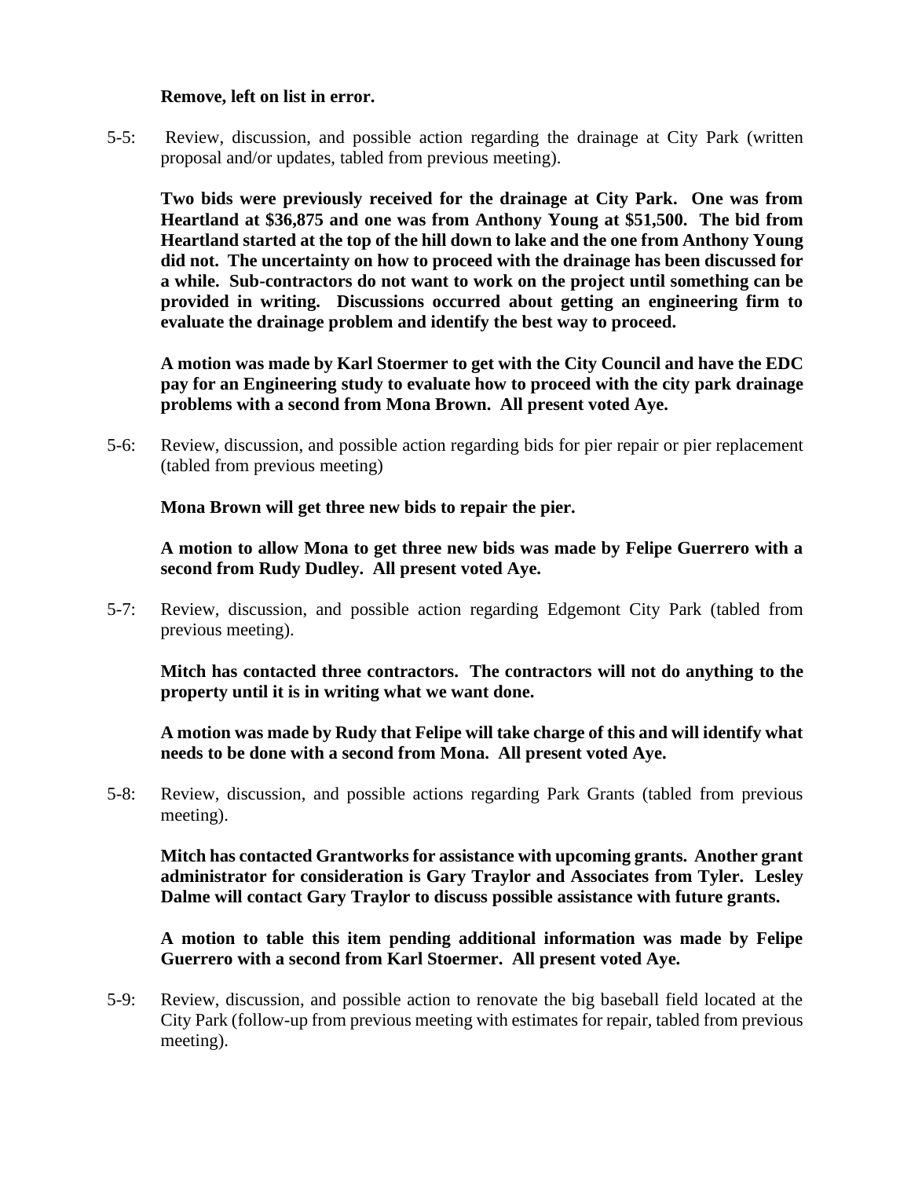**Remove, left on list in error.**

5-5: Review, discussion, and possible action regarding the drainage at City Park (written proposal and/or updates, tabled from previous meeting).

**Two bids were previously received for the drainage at City Park. One was from Heartland at $36,875 and one was from Anthony Young at $51,500. The bid from Heartland started at the top of the hill down to lake and the one from Anthony Young did not. The uncertainty on how to proceed with the drainage has been discussed for a while. Sub-contractors do not want to work on the project until something can be provided in writing. Discussions occurred about getting an engineering firm to evaluate the drainage problem and identify the best way to proceed.**

**A motion was made by Karl Stoermer to get with the City Council and have the EDC pay for an Engineering study to evaluate how to proceed with the city park drainage problems with a second from Mona Brown. All present voted Aye.**

5-6: Review, discussion, and possible action regarding bids for pier repair or pier replacement (tabled from previous meeting)

**Mona Brown will get three new bids to repair the pier.**

**A motion to allow Mona to get three new bids was made by Felipe Guerrero with a second from Rudy Dudley. All present voted Aye.**

5-7: Review, discussion, and possible action regarding Edgemont City Park (tabled from previous meeting).

**Mitch has contacted three contractors. The contractors will not do anything to the property until it is in writing what we want done.**

**A motion was made by Rudy that Felipe will take charge of this and will identify what needs to be done with a second from Mona. All present voted Aye.**

5-8: Review, discussion, and possible actions regarding Park Grants (tabled from previous meeting).

**Mitch has contacted Grantworks for assistance with upcoming grants. Another grant administrator for consideration is Gary Traylor and Associates from Tyler. Lesley Dalme will contact Gary Traylor to discuss possible assistance with future grants.**

**A motion to table this item pending additional information was made by Felipe Guerrero with a second from Karl Stoermer. All present voted Aye.**

5-9: Review, discussion, and possible action to renovate the big baseball field located at the City Park (follow-up from previous meeting with estimates for repair, tabled from previous meeting).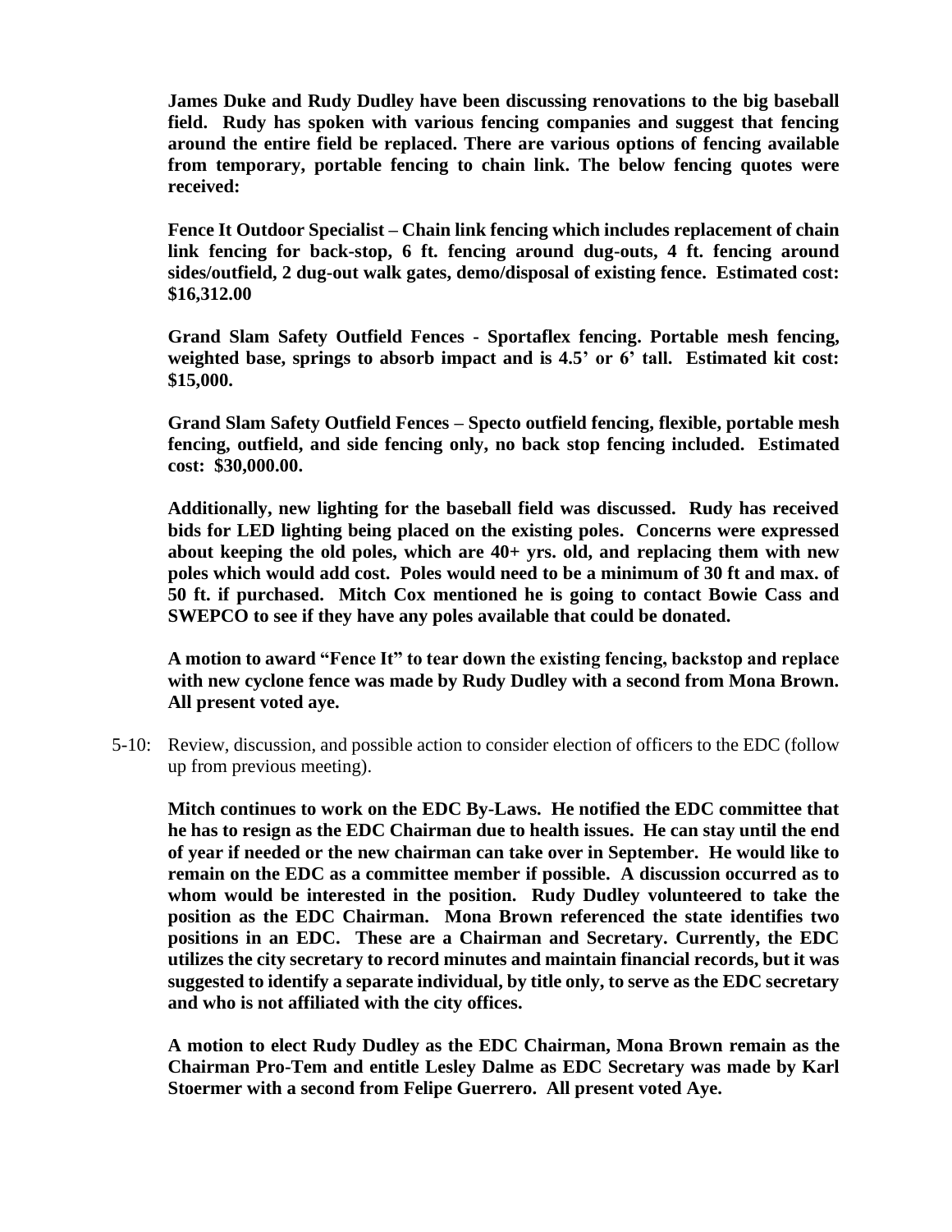**James Duke and Rudy Dudley have been discussing renovations to the big baseball field. Rudy has spoken with various fencing companies and suggest that fencing around the entire field be replaced. There are various options of fencing available from temporary, portable fencing to chain link. The below fencing quotes were received:**

**Fence It Outdoor Specialist – Chain link fencing which includes replacement of chain link fencing for back-stop, 6 ft. fencing around dug-outs, 4 ft. fencing around sides/outfield, 2 dug-out walk gates, demo/disposal of existing fence. Estimated cost: $16,312.00**

**Grand Slam Safety Outfield Fences - Sportaflex fencing. Portable mesh fencing, weighted base, springs to absorb impact and is 4.5' or 6' tall. Estimated kit cost: $15,000.**

**Grand Slam Safety Outfield Fences – Specto outfield fencing, flexible, portable mesh fencing, outfield, and side fencing only, no back stop fencing included. Estimated cost: $30,000.00.**

**Additionally, new lighting for the baseball field was discussed. Rudy has received bids for LED lighting being placed on the existing poles. Concerns were expressed about keeping the old poles, which are 40+ yrs. old, and replacing them with new poles which would add cost. Poles would need to be a minimum of 30 ft and max. of 50 ft. if purchased. Mitch Cox mentioned he is going to contact Bowie Cass and SWEPCO to see if they have any poles available that could be donated.**

**A motion to award "Fence It" to tear down the existing fencing, backstop and replace with new cyclone fence was made by Rudy Dudley with a second from Mona Brown. All present voted aye.**

5-10: Review, discussion, and possible action to consider election of officers to the EDC (follow up from previous meeting).

**Mitch continues to work on the EDC By-Laws. He notified the EDC committee that he has to resign as the EDC Chairman due to health issues. He can stay until the end of year if needed or the new chairman can take over in September. He would like to remain on the EDC as a committee member if possible. A discussion occurred as to whom would be interested in the position. Rudy Dudley volunteered to take the position as the EDC Chairman. Mona Brown referenced the state identifies two positions in an EDC. These are a Chairman and Secretary. Currently, the EDC utilizes the city secretary to record minutes and maintain financial records, but it was suggested to identify a separate individual, by title only, to serve as the EDC secretary and who is not affiliated with the city offices.**

**A motion to elect Rudy Dudley as the EDC Chairman, Mona Brown remain as the Chairman Pro-Tem and entitle Lesley Dalme as EDC Secretary was made by Karl Stoermer with a second from Felipe Guerrero. All present voted Aye.**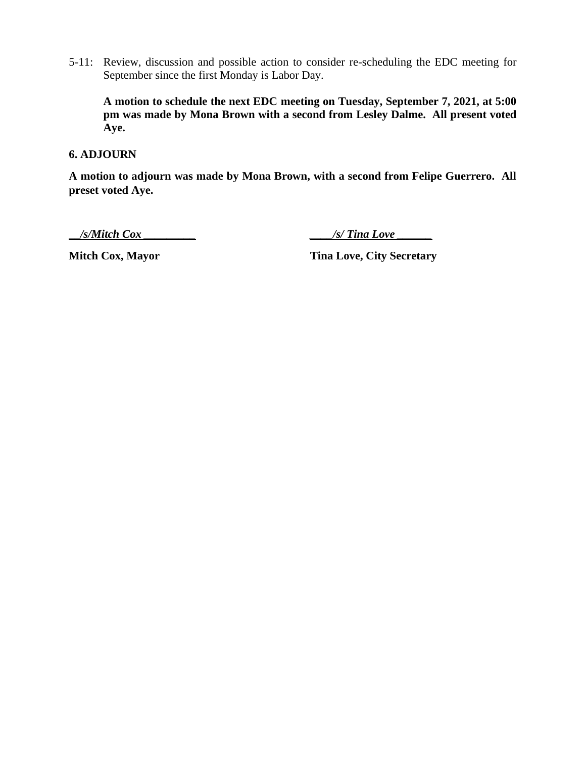5-11: Review, discussion and possible action to consider re-scheduling the EDC meeting for September since the first Monday is Labor Day.

**A motion to schedule the next EDC meeting on Tuesday, September 7, 2021, at 5:00 pm was made by Mona Brown with a second from Lesley Dalme. All present voted Aye.**

**6. ADJOURN**

**A motion to adjourn was made by Mona Brown, with a second from Felipe Guerrero. All preset voted Aye.**

***__/s/Mitch Cox _________*** ***____/s/ Tina Love ______***

**Mitch Cox, Mayor** **Tina Love, City Secretary**